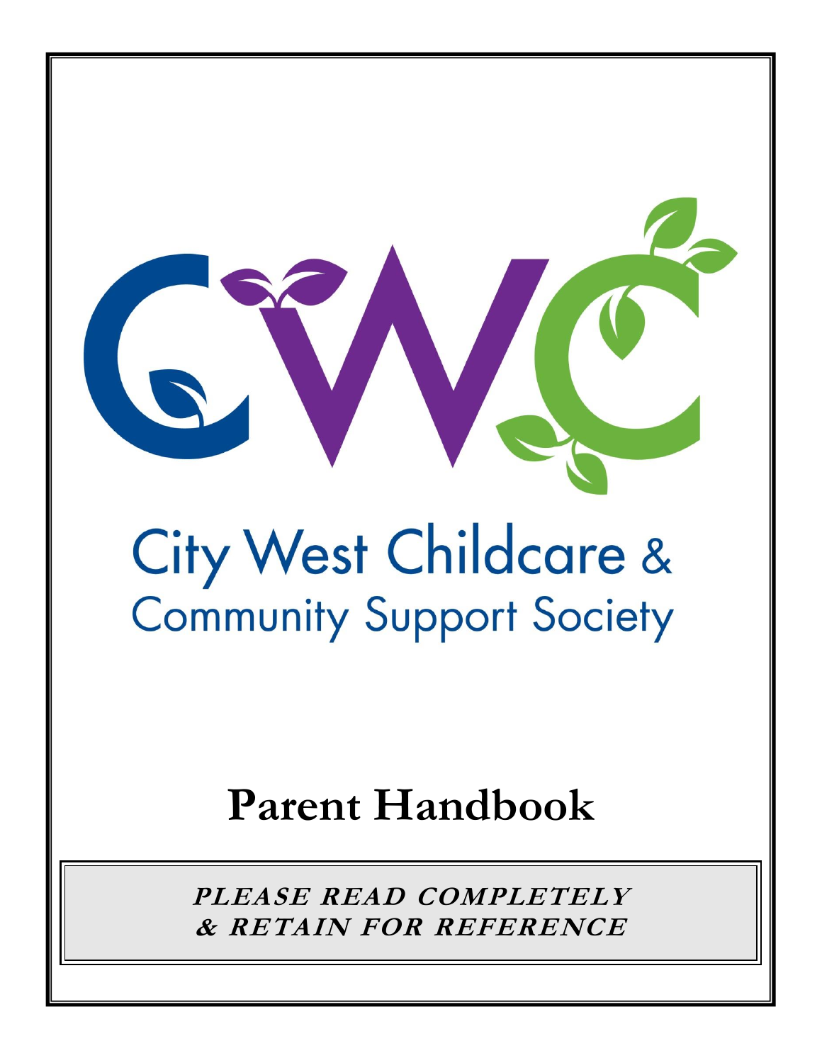# City West Childcare & Community Support Society

# Parent Handbook

***PLEASE READ COMPLETELY & RETAIN FOR REFERENCE***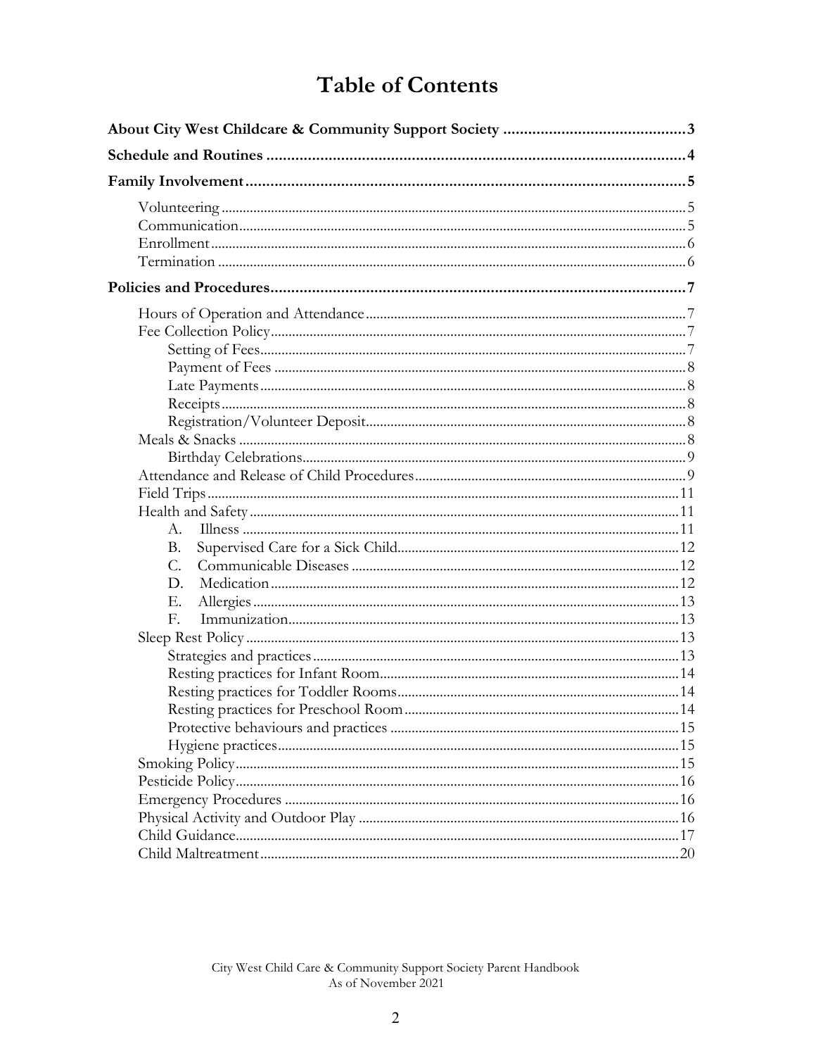# Table of Contents

**About City West Childcare & Community Support Society** ........ 3

**Schedule and Routines** ........ 4

**Family Involvement** ........ 5

- Volunteering ........ 5
- Communication ........ 5
- Enrollment ........ 6
- Termination ........ 6

**Policies and Procedures** ........ 7

- Hours of Operation and Attendance ........ 7
- Fee Collection Policy ........ 7
  - Setting of Fees ........ 7
  - Payment of Fees ........ 8
  - Late Payments ........ 8
  - Receipts ........ 8
  - Registration/Volunteer Deposit ........ 8
- Meals & Snacks ........ 8
  - Birthday Celebrations ........ 9
- Attendance and Release of Child Procedures ........ 9
- Field Trips ........ 11
- Health and Safety ........ 11
  - A. Illness ........ 11
  - B. Supervised Care for a Sick Child ........ 12
  - C. Communicable Diseases ........ 12
  - D. Medication ........ 12
  - E. Allergies ........ 13
  - F. Immunization ........ 13
- Sleep Rest Policy ........ 13
  - Strategies and practices ........ 13
  - Resting practices for Infant Room ........ 14
  - Resting practices for Toddler Rooms ........ 14
  - Resting practices for Preschool Room ........ 14
  - Protective behaviours and practices ........ 15
  - Hygiene practices ........ 15
- Smoking Policy ........ 15
- Pesticide Policy ........ 16
- Emergency Procedures ........ 16
- Physical Activity and Outdoor Play ........ 16
- Child Guidance ........ 17
- Child Maltreatment ........ 20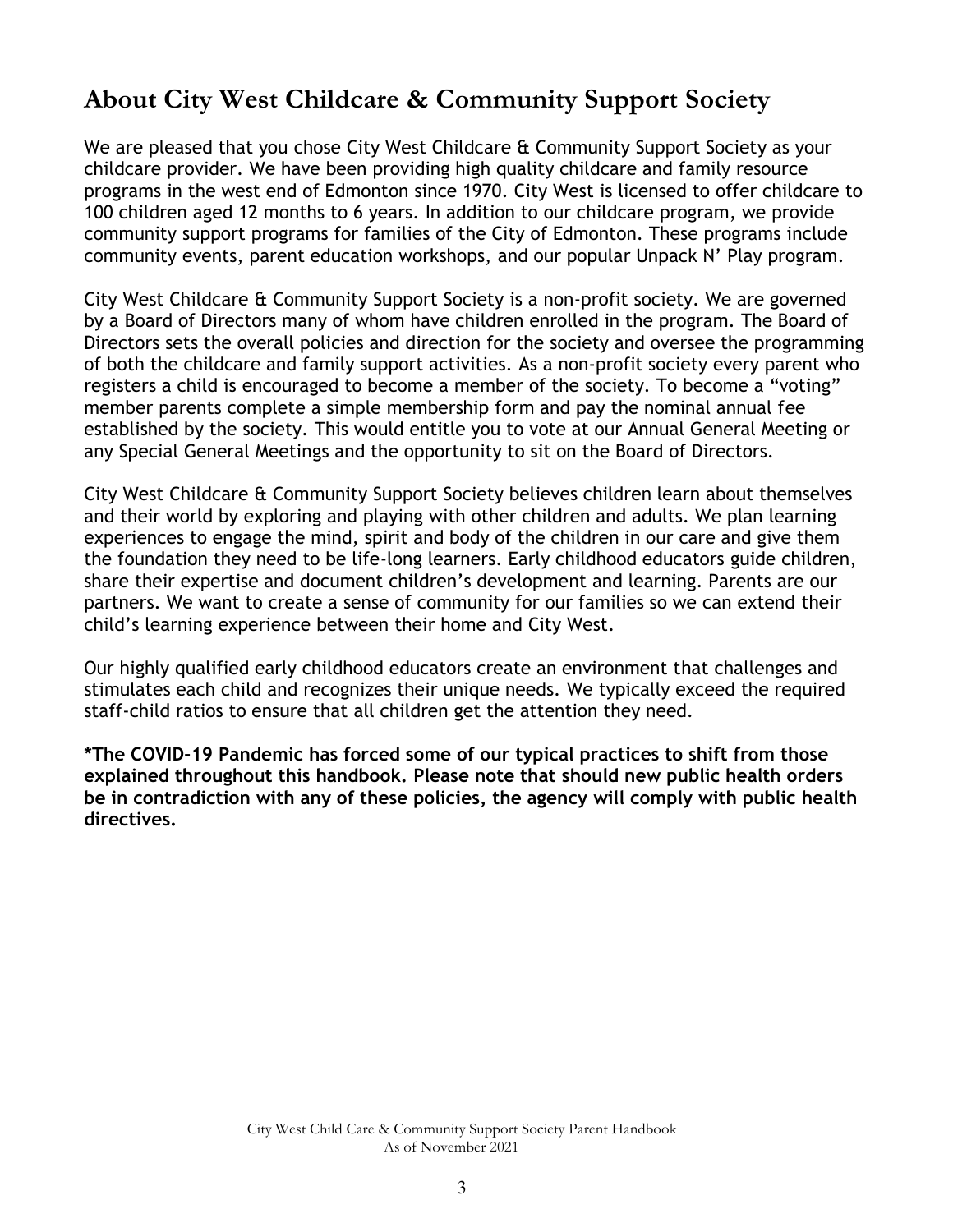## About City West Childcare & Community Support Society

We are pleased that you chose City West Childcare & Community Support Society as your childcare provider. We have been providing high quality childcare and family resource programs in the west end of Edmonton since 1970. City West is licensed to offer childcare to 100 children aged 12 months to 6 years. In addition to our childcare program, we provide community support programs for families of the City of Edmonton. These programs include community events, parent education workshops, and our popular Unpack N' Play program.

City West Childcare & Community Support Society is a non-profit society. We are governed by a Board of Directors many of whom have children enrolled in the program. The Board of Directors sets the overall policies and direction for the society and oversee the programming of both the childcare and family support activities. As a non-profit society every parent who registers a child is encouraged to become a member of the society. To become a "voting" member parents complete a simple membership form and pay the nominal annual fee established by the society. This would entitle you to vote at our Annual General Meeting or any Special General Meetings and the opportunity to sit on the Board of Directors.

City West Childcare & Community Support Society believes children learn about themselves and their world by exploring and playing with other children and adults. We plan learning experiences to engage the mind, spirit and body of the children in our care and give them the foundation they need to be life-long learners. Early childhood educators guide children, share their expertise and document children's development and learning. Parents are our partners. We want to create a sense of community for our families so we can extend their child's learning experience between their home and City West.

Our highly qualified early childhood educators create an environment that challenges and stimulates each child and recognizes their unique needs. We typically exceed the required staff-child ratios to ensure that all children get the attention they need.

**\*The COVID-19 Pandemic has forced some of our typical practices to shift from those explained throughout this handbook. Please note that should new public health orders be in contradiction with any of these policies, the agency will comply with public health directives.**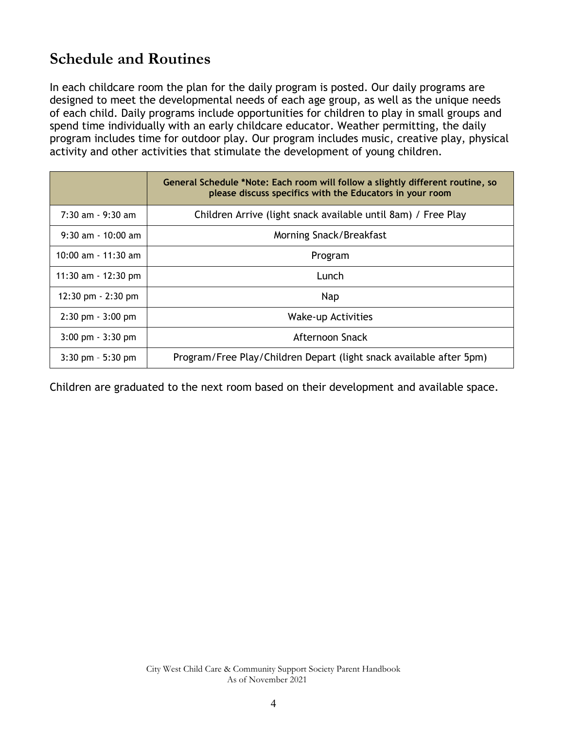## Schedule and Routines

In each childcare room the plan for the daily program is posted. Our daily programs are designed to meet the developmental needs of each age group, as well as the unique needs of each child. Daily programs include opportunities for children to play in small groups and spend time individually with an early childcare educator. Weather permitting, the daily program includes time for outdoor play. Our program includes music, creative play, physical activity and other activities that stimulate the development of young children.

| | **General Schedule *Note: Each room will follow a slightly different routine, so please discuss specifics with the Educators in your room** |
|---|---|
| 7:30 am - 9:30 am | Children Arrive (light snack available until 8am) / Free Play |
| 9:30 am - 10:00 am | Morning Snack/Breakfast |
| 10:00 am - 11:30 am | Program |
| 11:30 am - 12:30 pm | Lunch |
| 12:30 pm - 2:30 pm | Nap |
| 2:30 pm - 3:00 pm | Wake-up Activities |
| 3:00 pm - 3:30 pm | Afternoon Snack |
| 3:30 pm – 5:30 pm | Program/Free Play/Children Depart (light snack available after 5pm) |

Children are graduated to the next room based on their development and available space.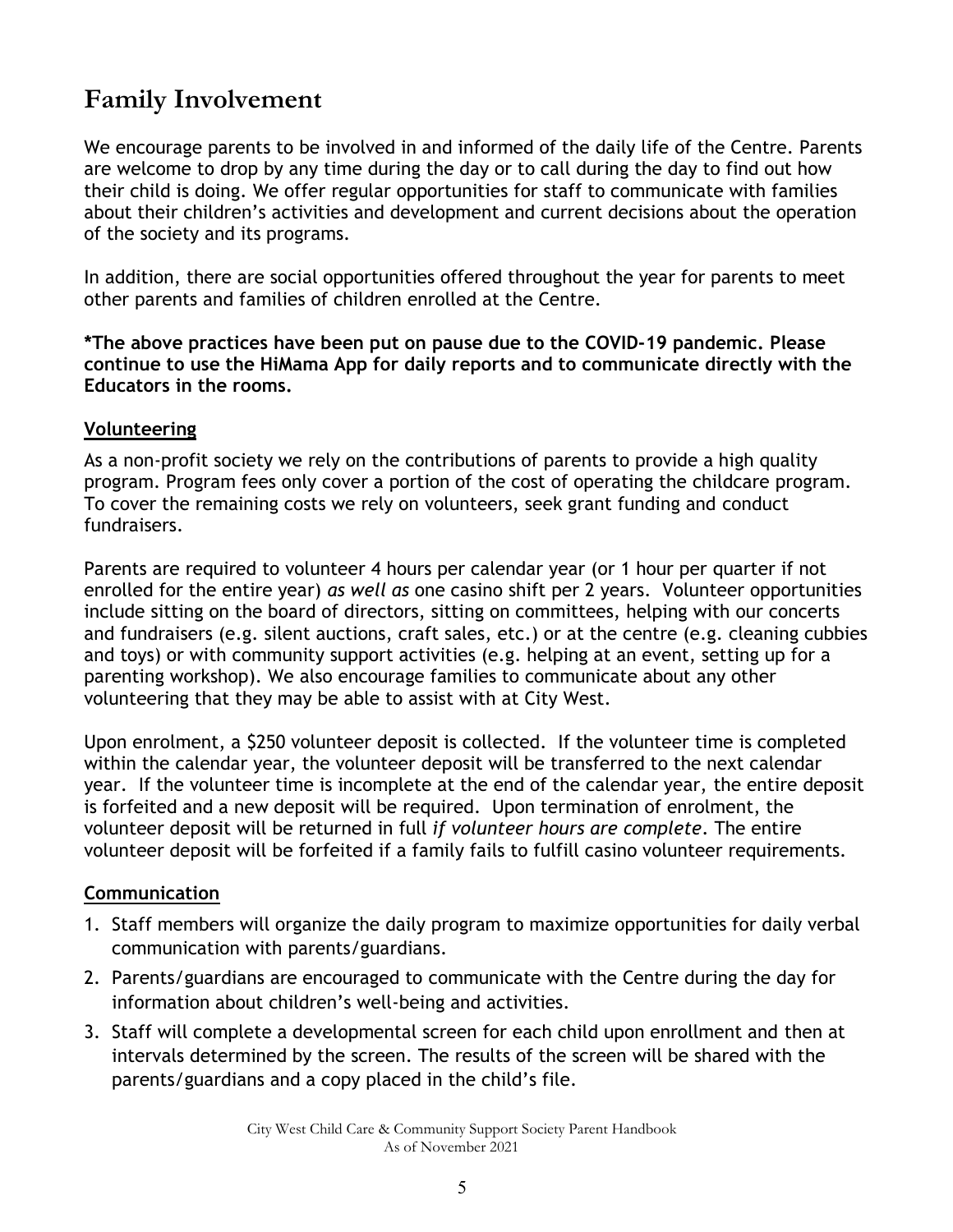# Family Involvement

We encourage parents to be involved in and informed of the daily life of the Centre. Parents are welcome to drop by any time during the day or to call during the day to find out how their child is doing. We offer regular opportunities for staff to communicate with families about their children's activities and development and current decisions about the operation of the society and its programs.

In addition, there are social opportunities offered throughout the year for parents to meet other parents and families of children enrolled at the Centre.

**\*The above practices have been put on pause due to the COVID-19 pandemic. Please continue to use the HiMama App for daily reports and to communicate directly with the Educators in the rooms.**

## Volunteering

As a non-profit society we rely on the contributions of parents to provide a high quality program. Program fees only cover a portion of the cost of operating the childcare program. To cover the remaining costs we rely on volunteers, seek grant funding and conduct fundraisers.

Parents are required to volunteer 4 hours per calendar year (or 1 hour per quarter if not enrolled for the entire year) *as well as* one casino shift per 2 years. Volunteer opportunities include sitting on the board of directors, sitting on committees, helping with our concerts and fundraisers (e.g. silent auctions, craft sales, etc.) or at the centre (e.g. cleaning cubbies and toys) or with community support activities (e.g. helping at an event, setting up for a parenting workshop). We also encourage families to communicate about any other volunteering that they may be able to assist with at City West.

Upon enrolment, a $250 volunteer deposit is collected. If the volunteer time is completed within the calendar year, the volunteer deposit will be transferred to the next calendar year. If the volunteer time is incomplete at the end of the calendar year, the entire deposit is forfeited and a new deposit will be required. Upon termination of enrolment, the volunteer deposit will be returned in full *if volunteer hours are complete*. The entire volunteer deposit will be forfeited if a family fails to fulfill casino volunteer requirements.

## Communication

1. Staff members will organize the daily program to maximize opportunities for daily verbal communication with parents/guardians.
2. Parents/guardians are encouraged to communicate with the Centre during the day for information about children's well-being and activities.
3. Staff will complete a developmental screen for each child upon enrollment and then at intervals determined by the screen. The results of the screen will be shared with the parents/guardians and a copy placed in the child's file.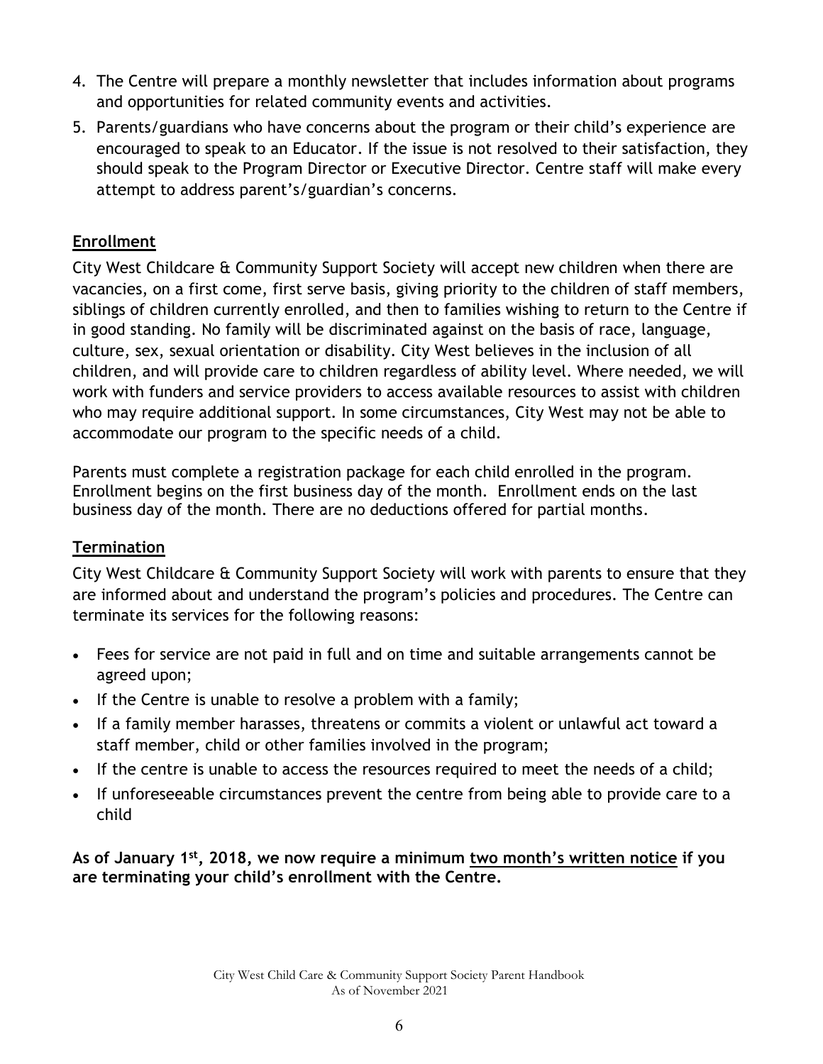4. The Centre will prepare a monthly newsletter that includes information about programs and opportunities for related community events and activities.
5. Parents/guardians who have concerns about the program or their child's experience are encouraged to speak to an Educator. If the issue is not resolved to their satisfaction, they should speak to the Program Director or Executive Director. Centre staff will make every attempt to address parent's/guardian's concerns.

## Enrollment

City West Childcare & Community Support Society will accept new children when there are vacancies, on a first come, first serve basis, giving priority to the children of staff members, siblings of children currently enrolled, and then to families wishing to return to the Centre if in good standing. No family will be discriminated against on the basis of race, language, culture, sex, sexual orientation or disability. City West believes in the inclusion of all children, and will provide care to children regardless of ability level. Where needed, we will work with funders and service providers to access available resources to assist with children who may require additional support. In some circumstances, City West may not be able to accommodate our program to the specific needs of a child.

Parents must complete a registration package for each child enrolled in the program. Enrollment begins on the first business day of the month. Enrollment ends on the last business day of the month. There are no deductions offered for partial months.

## Termination

City West Childcare & Community Support Society will work with parents to ensure that they are informed about and understand the program's policies and procedures. The Centre can terminate its services for the following reasons:

- Fees for service are not paid in full and on time and suitable arrangements cannot be agreed upon;
- If the Centre is unable to resolve a problem with a family;
- If a family member harasses, threatens or commits a violent or unlawful act toward a staff member, child or other families involved in the program;
- If the centre is unable to access the resources required to meet the needs of a child;
- If unforeseeable circumstances prevent the centre from being able to provide care to a child

**As of January 1st, 2018, we now require a minimum two month's written notice if you are terminating your child's enrollment with the Centre.**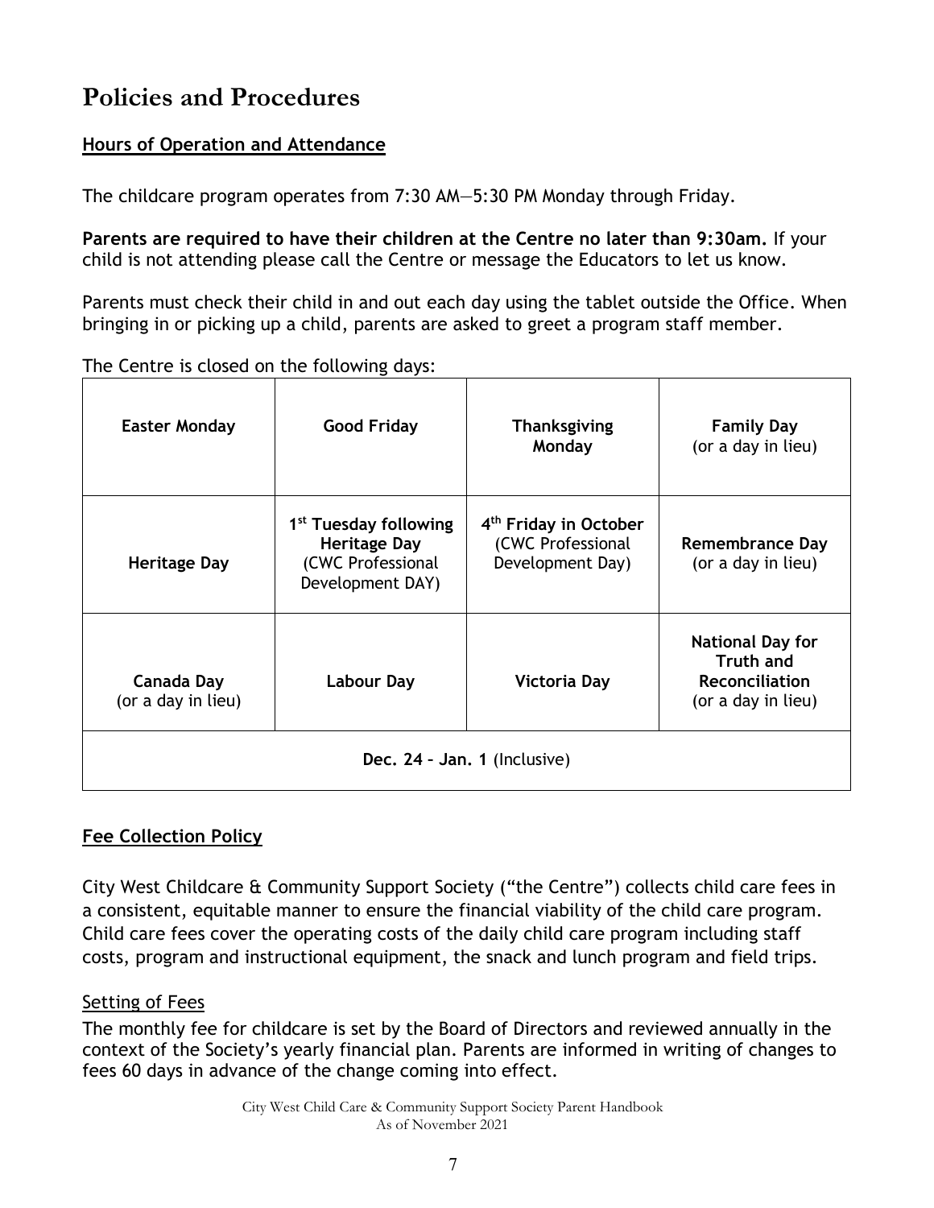# Policies and Procedures

**Hours of Operation and Attendance**

The childcare program operates from 7:30 AM—5:30 PM Monday through Friday.

**Parents are required to have their children at the Centre no later than 9:30am.** If your child is not attending please call the Centre or message the Educators to let us know.

Parents must check their child in and out each day using the tablet outside the Office. When bringing in or picking up a child, parents are asked to greet a program staff member.

The Centre is closed on the following days:

| | | | |
|---|---|---|---|
| **Easter Monday** | **Good Friday** | **Thanksgiving Monday** | **Family Day** (or a day in lieu) |
| **Heritage Day** | **1st Tuesday following Heritage Day** (CWC Professional Development DAY) | **4th Friday in October** (CWC Professional Development Day) | **Remembrance Day** (or a day in lieu) |
| **Canada Day** (or a day in lieu) | **Labour Day** | **Victoria Day** | **National Day for Truth and Reconciliation** (or a day in lieu) |
| **Dec. 24 – Jan. 1** (Inclusive) | | | |

**Fee Collection Policy**

City West Childcare & Community Support Society ("the Centre") collects child care fees in a consistent, equitable manner to ensure the financial viability of the child care program. Child care fees cover the operating costs of the daily child care program including staff costs, program and instructional equipment, the snack and lunch program and field trips.

Setting of Fees

The monthly fee for childcare is set by the Board of Directors and reviewed annually in the context of the Society's yearly financial plan. Parents are informed in writing of changes to fees 60 days in advance of the change coming into effect.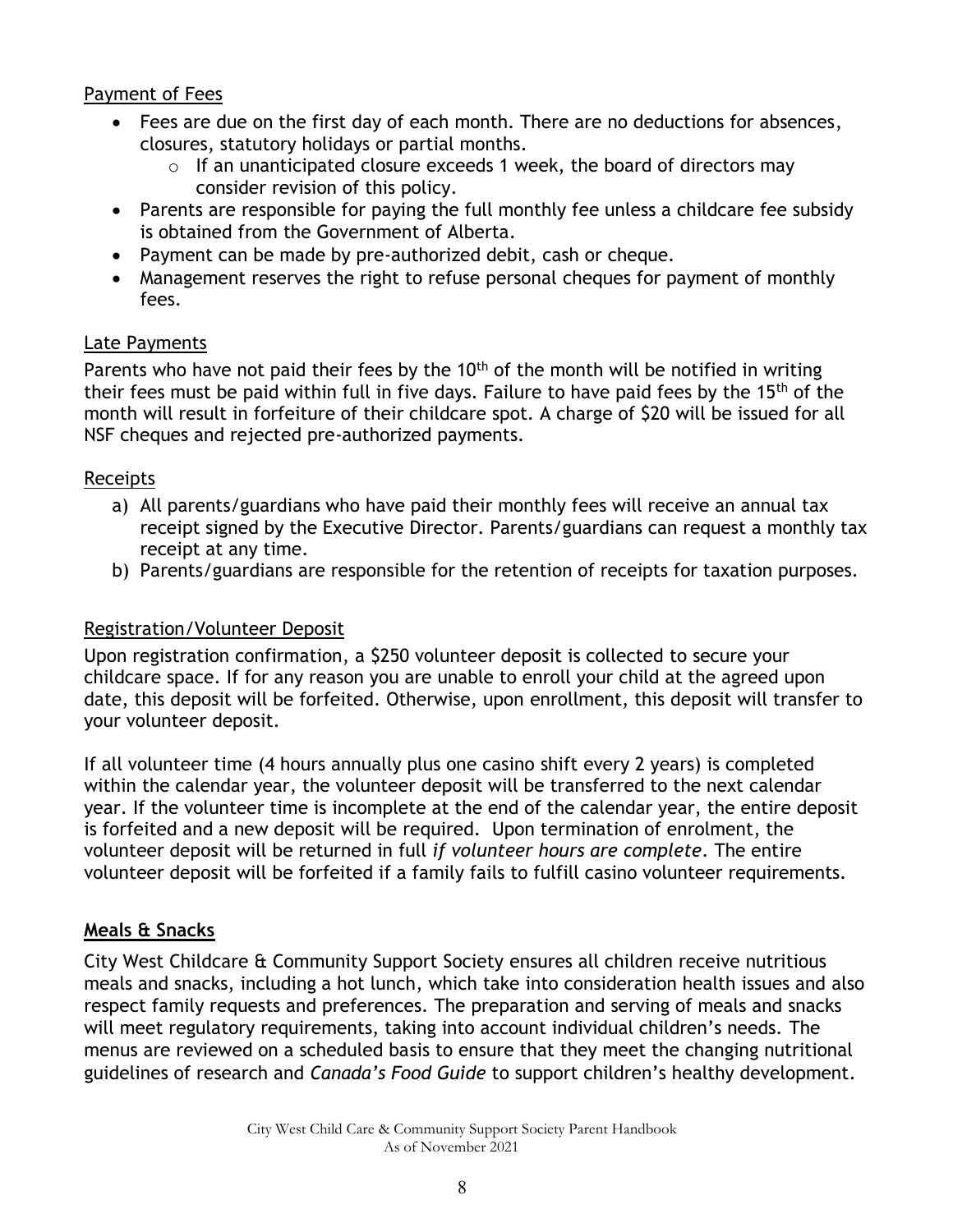### Payment of Fees

- Fees are due on the first day of each month. There are no deductions for absences, closures, statutory holidays or partial months.
  - If an unanticipated closure exceeds 1 week, the board of directors may consider revision of this policy.
- Parents are responsible for paying the full monthly fee unless a childcare fee subsidy is obtained from the Government of Alberta.
- Payment can be made by pre-authorized debit, cash or cheque.
- Management reserves the right to refuse personal cheques for payment of monthly fees.

### Late Payments

Parents who have not paid their fees by the 10th of the month will be notified in writing their fees must be paid within full in five days. Failure to have paid fees by the 15th of the month will result in forfeiture of their childcare spot. A charge of $20 will be issued for all NSF cheques and rejected pre-authorized payments.

### Receipts

a) All parents/guardians who have paid their monthly fees will receive an annual tax receipt signed by the Executive Director. Parents/guardians can request a monthly tax receipt at any time.
b) Parents/guardians are responsible for the retention of receipts for taxation purposes.

### Registration/Volunteer Deposit

Upon registration confirmation, a $250 volunteer deposit is collected to secure your childcare space. If for any reason you are unable to enroll your child at the agreed upon date, this deposit will be forfeited. Otherwise, upon enrollment, this deposit will transfer to your volunteer deposit.

If all volunteer time (4 hours annually plus one casino shift every 2 years) is completed within the calendar year, the volunteer deposit will be transferred to the next calendar year. If the volunteer time is incomplete at the end of the calendar year, the entire deposit is forfeited and a new deposit will be required. Upon termination of enrolment, the volunteer deposit will be returned in full *if volunteer hours are complete*. The entire volunteer deposit will be forfeited if a family fails to fulfill casino volunteer requirements.

## **Meals & Snacks**

City West Childcare & Community Support Society ensures all children receive nutritious meals and snacks, including a hot lunch, which take into consideration health issues and also respect family requests and preferences. The preparation and serving of meals and snacks will meet regulatory requirements, taking into account individual children's needs. The menus are reviewed on a scheduled basis to ensure that they meet the changing nutritional guidelines of research and *Canada's Food Guide* to support children's healthy development.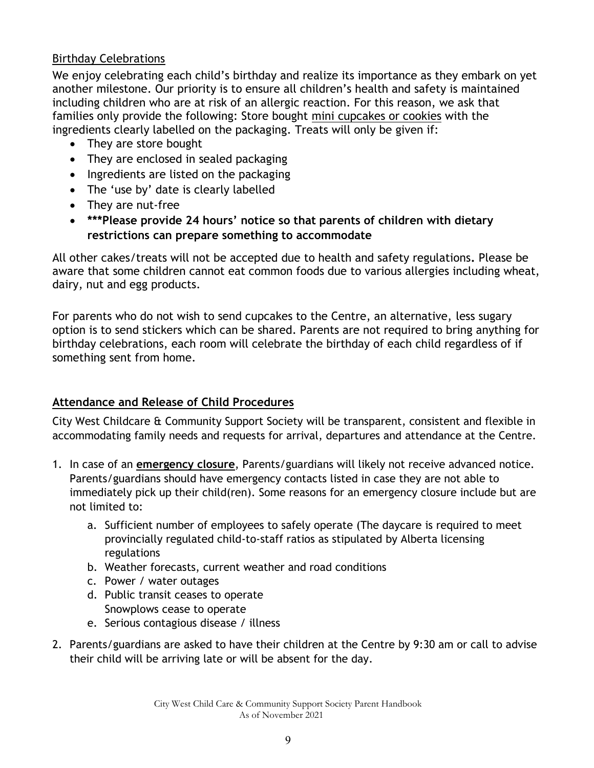Birthday Celebrations

We enjoy celebrating each child's birthday and realize its importance as they embark on yet another milestone. Our priority is to ensure all children's health and safety is maintained including children who are at risk of an allergic reaction. For this reason, we ask that families only provide the following: Store bought mini cupcakes or cookies with the ingredients clearly labelled on the packaging. Treats will only be given if:

- They are store bought
- They are enclosed in sealed packaging
- Ingredients are listed on the packaging
- The 'use by' date is clearly labelled
- They are nut-free
- **\*\*\*Please provide 24 hours' notice so that parents of children with dietary restrictions can prepare something to accommodate**

All other cakes/treats will not be accepted due to health and safety regulations**.** Please be aware that some children cannot eat common foods due to various allergies including wheat, dairy, nut and egg products.

For parents who do not wish to send cupcakes to the Centre, an alternative, less sugary option is to send stickers which can be shared. Parents are not required to bring anything for birthday celebrations, each room will celebrate the birthday of each child regardless of if something sent from home.

## Attendance and Release of Child Procedures

City West Childcare & Community Support Society will be transparent, consistent and flexible in accommodating family needs and requests for arrival, departures and attendance at the Centre.

1. In case of an **emergency closure**, Parents/guardians will likely not receive advanced notice. Parents/guardians should have emergency contacts listed in case they are not able to immediately pick up their child(ren). Some reasons for an emergency closure include but are not limited to:
    a. Sufficient number of employees to safely operate (The daycare is required to meet provincially regulated child-to-staff ratios as stipulated by Alberta licensing regulations
    b. Weather forecasts, current weather and road conditions
    c. Power / water outages
    d. Public transit ceases to operate
       Snowplows cease to operate
    e. Serious contagious disease / illness
2. Parents/guardians are asked to have their children at the Centre by 9:30 am or call to advise their child will be arriving late or will be absent for the day.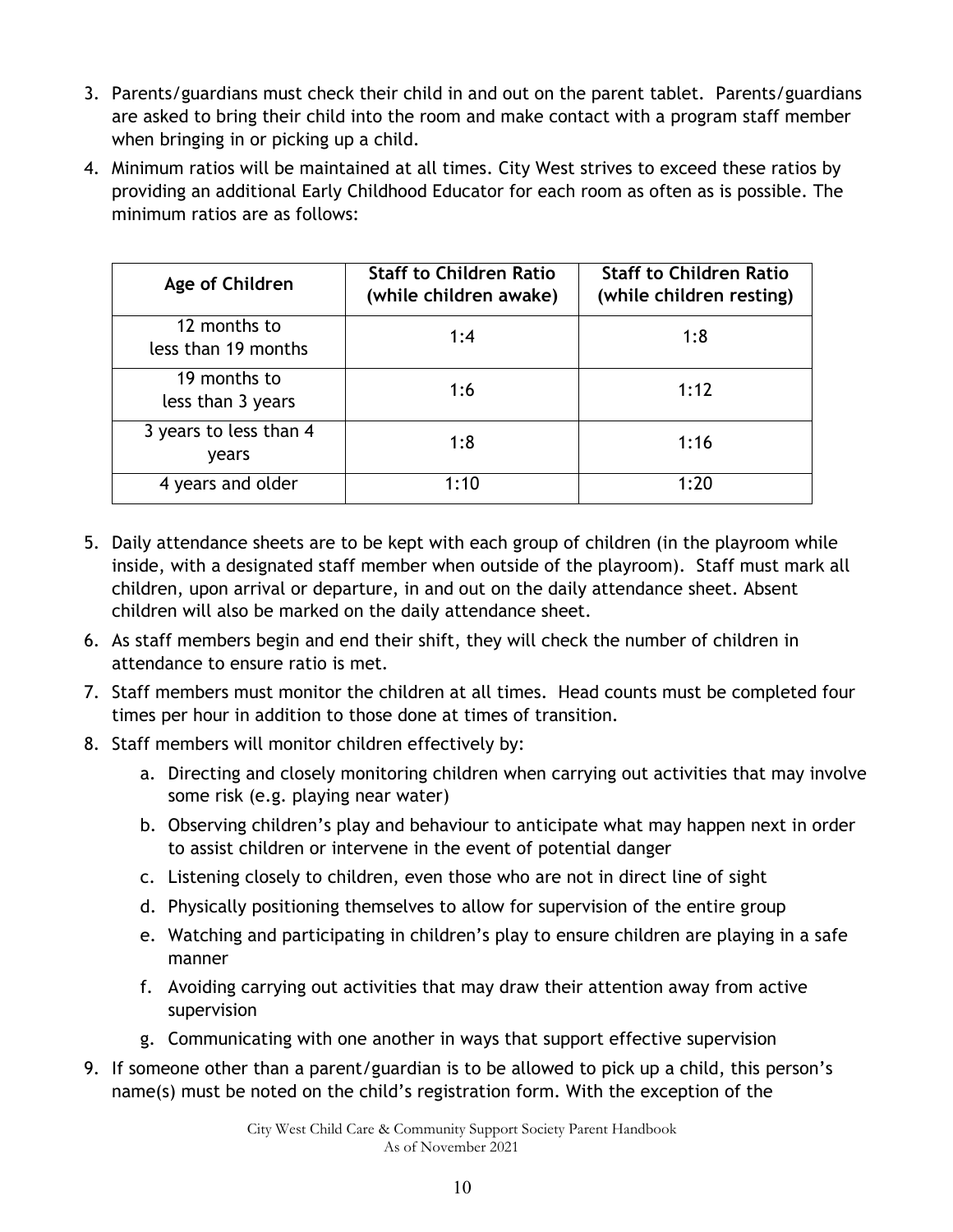3. Parents/guardians must check their child in and out on the parent tablet. Parents/guardians are asked to bring their child into the room and make contact with a program staff member when bringing in or picking up a child.
4. Minimum ratios will be maintained at all times. City West strives to exceed these ratios by providing an additional Early Childhood Educator for each room as often as is possible. The minimum ratios are as follows:

| Age of Children | Staff to Children Ratio (while children awake) | Staff to Children Ratio (while children resting) |
|---|---|---|
| 12 months to less than 19 months | 1:4 | 1:8 |
| 19 months to less than 3 years | 1:6 | 1:12 |
| 3 years to less than 4 years | 1:8 | 1:16 |
| 4 years and older | 1:10 | 1:20 |

5. Daily attendance sheets are to be kept with each group of children (in the playroom while inside, with a designated staff member when outside of the playroom). Staff must mark all children, upon arrival or departure, in and out on the daily attendance sheet. Absent children will also be marked on the daily attendance sheet.
6. As staff members begin and end their shift, they will check the number of children in attendance to ensure ratio is met.
7. Staff members must monitor the children at all times. Head counts must be completed four times per hour in addition to those done at times of transition.
8. Staff members will monitor children effectively by:
    a. Directing and closely monitoring children when carrying out activities that may involve some risk (e.g. playing near water)
    b. Observing children's play and behaviour to anticipate what may happen next in order to assist children or intervene in the event of potential danger
    c. Listening closely to children, even those who are not in direct line of sight
    d. Physically positioning themselves to allow for supervision of the entire group
    e. Watching and participating in children's play to ensure children are playing in a safe manner
    f. Avoiding carrying out activities that may draw their attention away from active supervision
    g. Communicating with one another in ways that support effective supervision
9. If someone other than a parent/guardian is to be allowed to pick up a child, this person's name(s) must be noted on the child's registration form. With the exception of the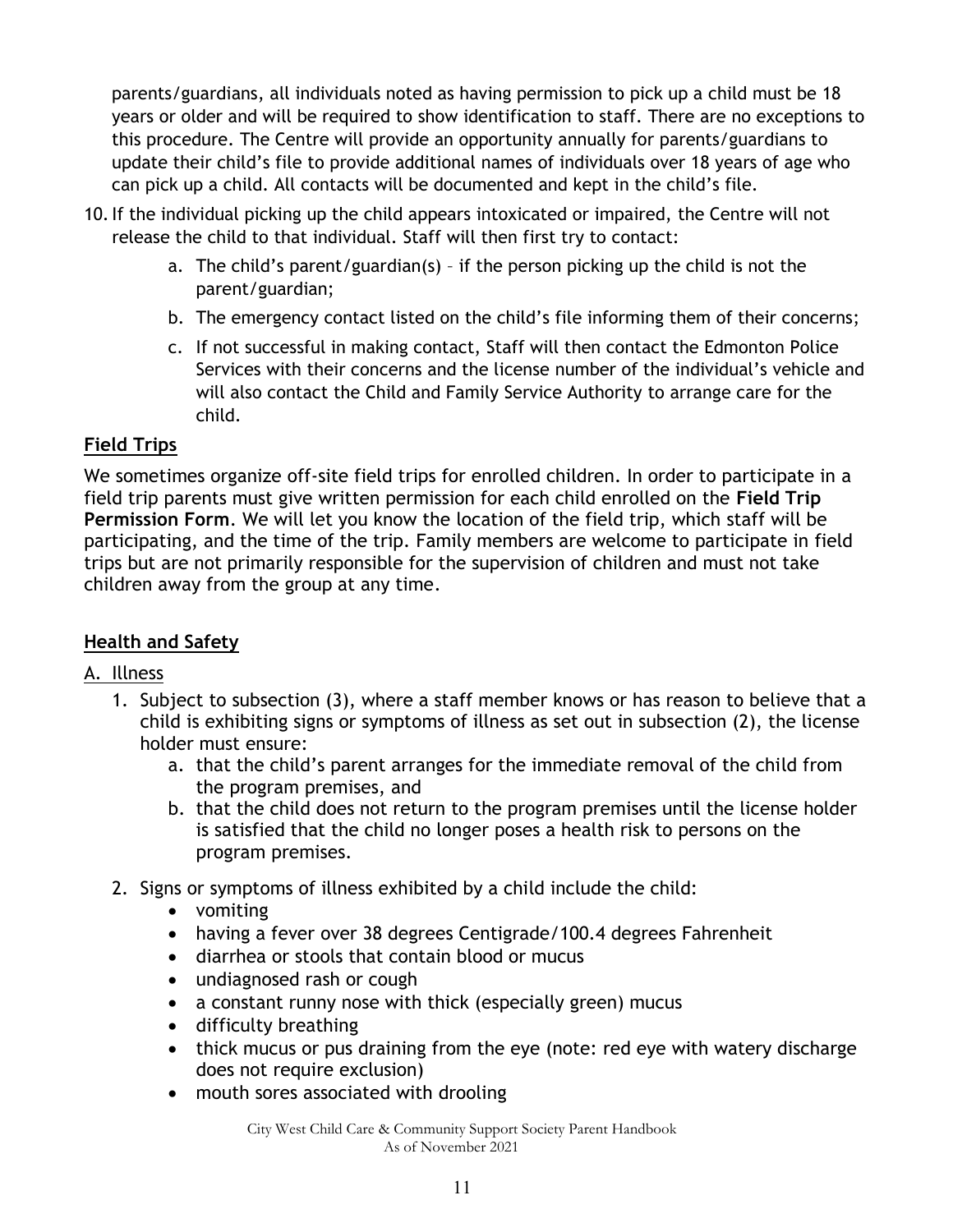parents/guardians, all individuals noted as having permission to pick up a child must be 18 years or older and will be required to show identification to staff. There are no exceptions to this procedure. The Centre will provide an opportunity annually for parents/guardians to update their child's file to provide additional names of individuals over 18 years of age who can pick up a child. All contacts will be documented and kept in the child's file.

10. If the individual picking up the child appears intoxicated or impaired, the Centre will not release the child to that individual. Staff will then first try to contact:
    a. The child's parent/guardian(s) – if the person picking up the child is not the parent/guardian;
    b. The emergency contact listed on the child's file informing them of their concerns;
    c. If not successful in making contact, Staff will then contact the Edmonton Police Services with their concerns and the license number of the individual's vehicle and will also contact the Child and Family Service Authority to arrange care for the child.

## Field Trips

We sometimes organize off-site field trips for enrolled children. In order to participate in a field trip parents must give written permission for each child enrolled on the **Field Trip Permission Form**. We will let you know the location of the field trip, which staff will be participating, and the time of the trip. Family members are welcome to participate in field trips but are not primarily responsible for the supervision of children and must not take children away from the group at any time.

## Health and Safety

### A. Illness

1. Subject to subsection (3), where a staff member knows or has reason to believe that a child is exhibiting signs or symptoms of illness as set out in subsection (2), the license holder must ensure:
    a. that the child's parent arranges for the immediate removal of the child from the program premises, and
    b. that the child does not return to the program premises until the license holder is satisfied that the child no longer poses a health risk to persons on the program premises.
2. Signs or symptoms of illness exhibited by a child include the child:
    - vomiting
    - having a fever over 38 degrees Centigrade/100.4 degrees Fahrenheit
    - diarrhea or stools that contain blood or mucus
    - undiagnosed rash or cough
    - a constant runny nose with thick (especially green) mucus
    - difficulty breathing
    - thick mucus or pus draining from the eye (note: red eye with watery discharge does not require exclusion)
    - mouth sores associated with drooling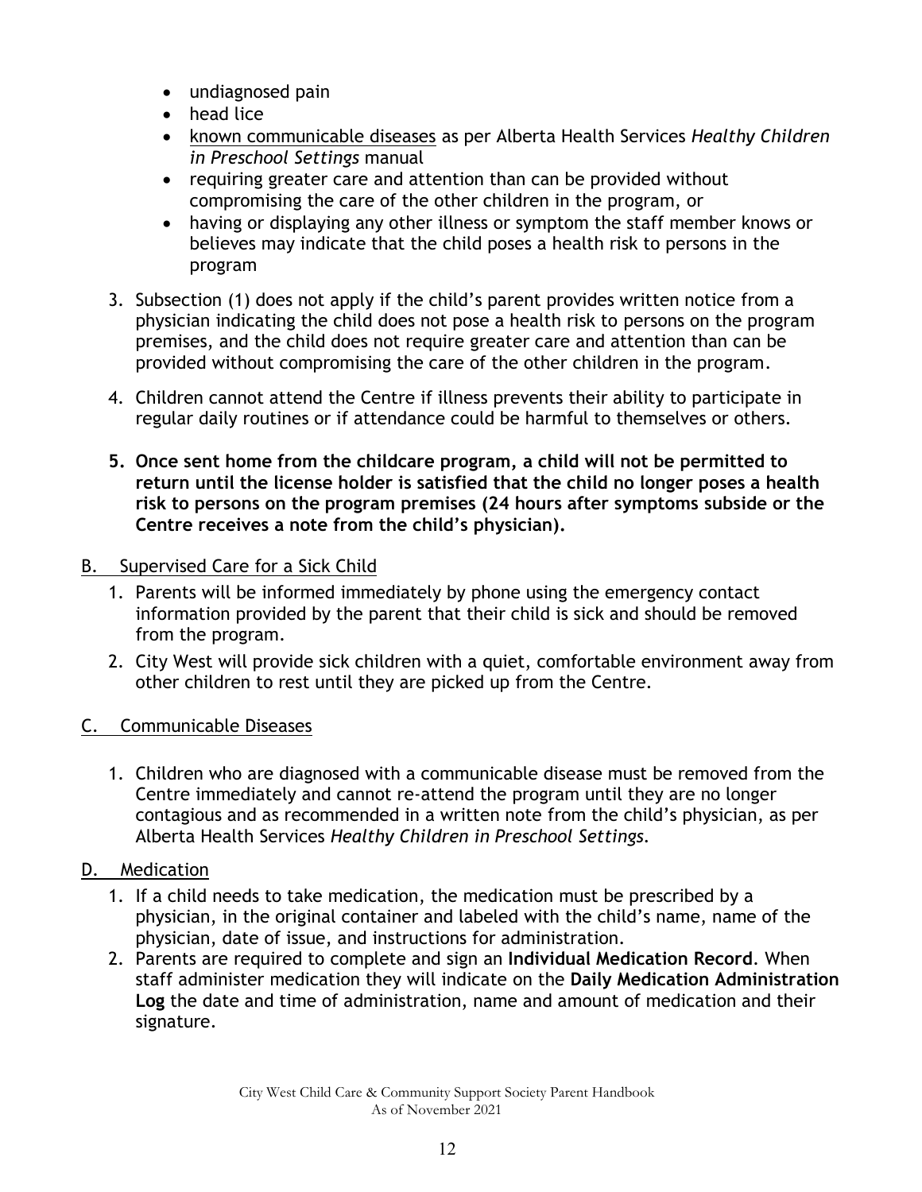- undiagnosed pain
- head lice
- <u>known communicable diseases</u> as per Alberta Health Services *Healthy Children in Preschool Settings* manual
- requiring greater care and attention than can be provided without compromising the care of the other children in the program, or
- having or displaying any other illness or symptom the staff member knows or believes may indicate that the child poses a health risk to persons in the program

3. Subsection (1) does not apply if the child's parent provides written notice from a physician indicating the child does not pose a health risk to persons on the program premises, and the child does not require greater care and attention than can be provided without compromising the care of the other children in the program.
4. Children cannot attend the Centre if illness prevents their ability to participate in regular daily routines or if attendance could be harmful to themselves or others.
5. **Once sent home from the childcare program, a child will not be permitted to return until the license holder is satisfied that the child no longer poses a health risk to persons on the program premises (24 hours after symptoms subside or the Centre receives a note from the child's physician).**

## B. <u>Supervised Care for a Sick Child</u>

1. Parents will be informed immediately by phone using the emergency contact information provided by the parent that their child is sick and should be removed from the program.
2. City West will provide sick children with a quiet, comfortable environment away from other children to rest until they are picked up from the Centre.

## C. <u>Communicable Diseases</u>

1. Children who are diagnosed with a communicable disease must be removed from the Centre immediately and cannot re-attend the program until they are no longer contagious and as recommended in a written note from the child's physician, as per Alberta Health Services *Healthy Children in Preschool Settings.*

## D. <u>Medication</u>

1. If a child needs to take medication, the medication must be prescribed by a physician, in the original container and labeled with the child's name, name of the physician, date of issue, and instructions for administration.
2. Parents are required to complete and sign an **Individual Medication Record**. When staff administer medication they will indicate on the **Daily Medication Administration Log** the date and time of administration, name and amount of medication and their signature.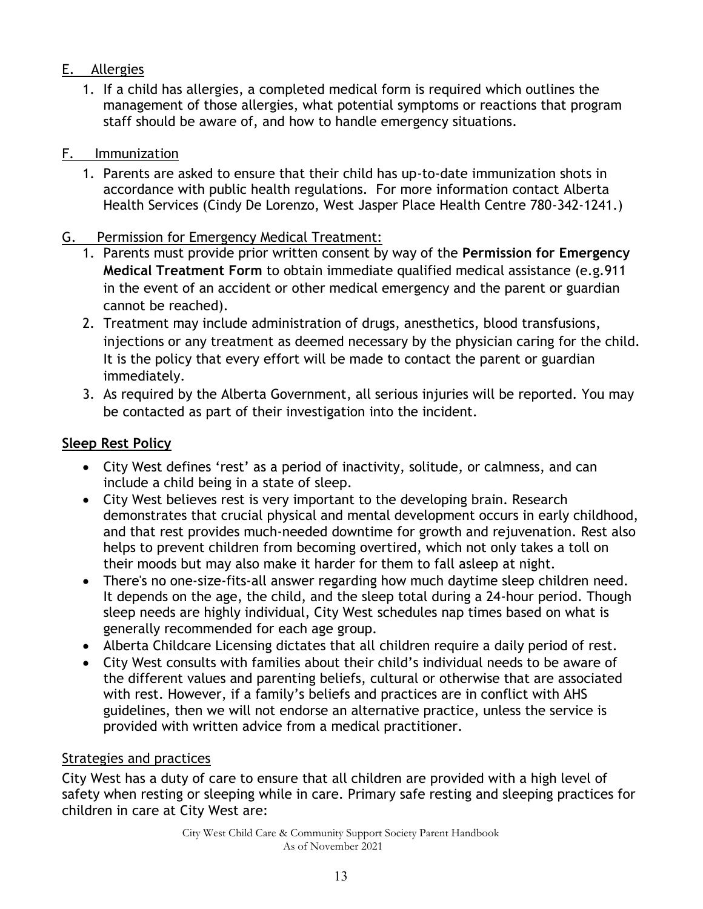## E. Allergies

1. If a child has allergies, a completed medical form is required which outlines the management of those allergies, what potential symptoms or reactions that program staff should be aware of, and how to handle emergency situations.

## F. Immunization

1. Parents are asked to ensure that their child has up-to-date immunization shots in accordance with public health regulations. For more information contact Alberta Health Services (Cindy De Lorenzo, West Jasper Place Health Centre 780-342-1241.)

## G. Permission for Emergency Medical Treatment:

1. Parents must provide prior written consent by way of the **Permission for Emergency Medical Treatment Form** to obtain immediate qualified medical assistance (e.g.911 in the event of an accident or other medical emergency and the parent or guardian cannot be reached).
2. Treatment may include administration of drugs, anesthetics, blood transfusions, injections or any treatment as deemed necessary by the physician caring for the child. It is the policy that every effort will be made to contact the parent or guardian immediately.
3. As required by the Alberta Government, all serious injuries will be reported. You may be contacted as part of their investigation into the incident.

## Sleep Rest Policy

- City West defines 'rest' as a period of inactivity, solitude, or calmness, and can include a child being in a state of sleep.
- City West believes rest is very important to the developing brain. Research demonstrates that crucial physical and mental development occurs in early childhood, and that rest provides much-needed downtime for growth and rejuvenation. Rest also helps to prevent children from becoming overtired, which not only takes a toll on their moods but may also make it harder for them to fall asleep at night.
- There's no one-size-fits-all answer regarding how much daytime sleep children need. It depends on the age, the child, and the sleep total during a 24-hour period. Though sleep needs are highly individual, City West schedules nap times based on what is generally recommended for each age group.
- Alberta Childcare Licensing dictates that all children require a daily period of rest.
- City West consults with families about their child's individual needs to be aware of the different values and parenting beliefs, cultural or otherwise that are associated with rest. However, if a family's beliefs and practices are in conflict with AHS guidelines, then we will not endorse an alternative practice, unless the service is provided with written advice from a medical practitioner.

### Strategies and practices

City West has a duty of care to ensure that all children are provided with a high level of safety when resting or sleeping while in care. Primary safe resting and sleeping practices for children in care at City West are: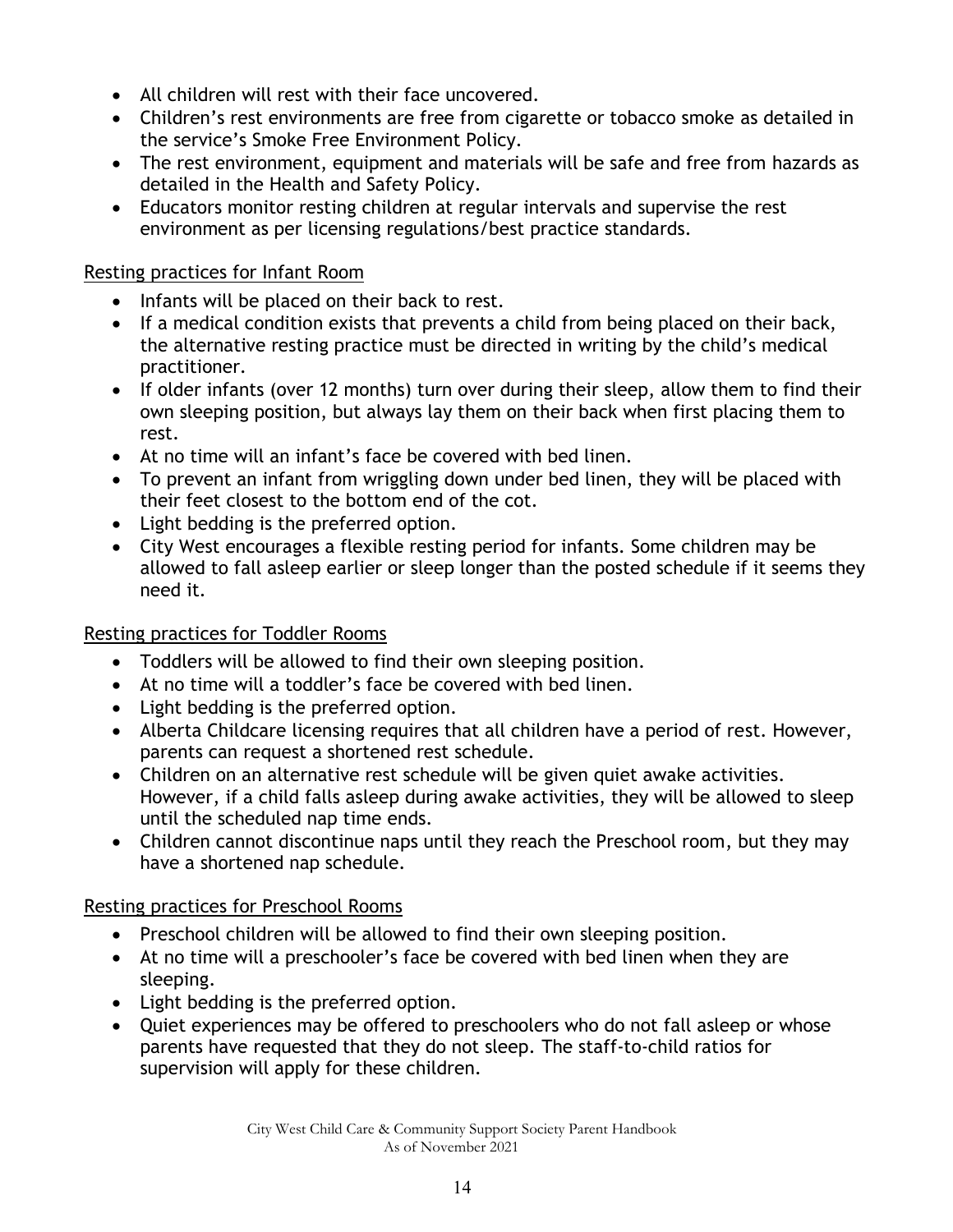- All children will rest with their face uncovered.
- Children's rest environments are free from cigarette or tobacco smoke as detailed in the service's Smoke Free Environment Policy.
- The rest environment, equipment and materials will be safe and free from hazards as detailed in the Health and Safety Policy.
- Educators monitor resting children at regular intervals and supervise the rest environment as per licensing regulations/best practice standards.

<u>Resting practices for Infant Room</u>

- Infants will be placed on their back to rest.
- If a medical condition exists that prevents a child from being placed on their back, the alternative resting practice must be directed in writing by the child's medical practitioner.
- If older infants (over 12 months) turn over during their sleep, allow them to find their own sleeping position, but always lay them on their back when first placing them to rest.
- At no time will an infant's face be covered with bed linen.
- To prevent an infant from wriggling down under bed linen, they will be placed with their feet closest to the bottom end of the cot.
- Light bedding is the preferred option.
- City West encourages a flexible resting period for infants. Some children may be allowed to fall asleep earlier or sleep longer than the posted schedule if it seems they need it.

<u>Resting practices for Toddler Rooms</u>

- Toddlers will be allowed to find their own sleeping position.
- At no time will a toddler's face be covered with bed linen.
- Light bedding is the preferred option.
- Alberta Childcare licensing requires that all children have a period of rest. However, parents can request a shortened rest schedule.
- Children on an alternative rest schedule will be given quiet awake activities. However, if a child falls asleep during awake activities, they will be allowed to sleep until the scheduled nap time ends.
- Children cannot discontinue naps until they reach the Preschool room, but they may have a shortened nap schedule.

<u>Resting practices for Preschool Rooms</u>

- Preschool children will be allowed to find their own sleeping position.
- At no time will a preschooler's face be covered with bed linen when they are sleeping.
- Light bedding is the preferred option.
- Quiet experiences may be offered to preschoolers who do not fall asleep or whose parents have requested that they do not sleep. The staff-to-child ratios for supervision will apply for these children.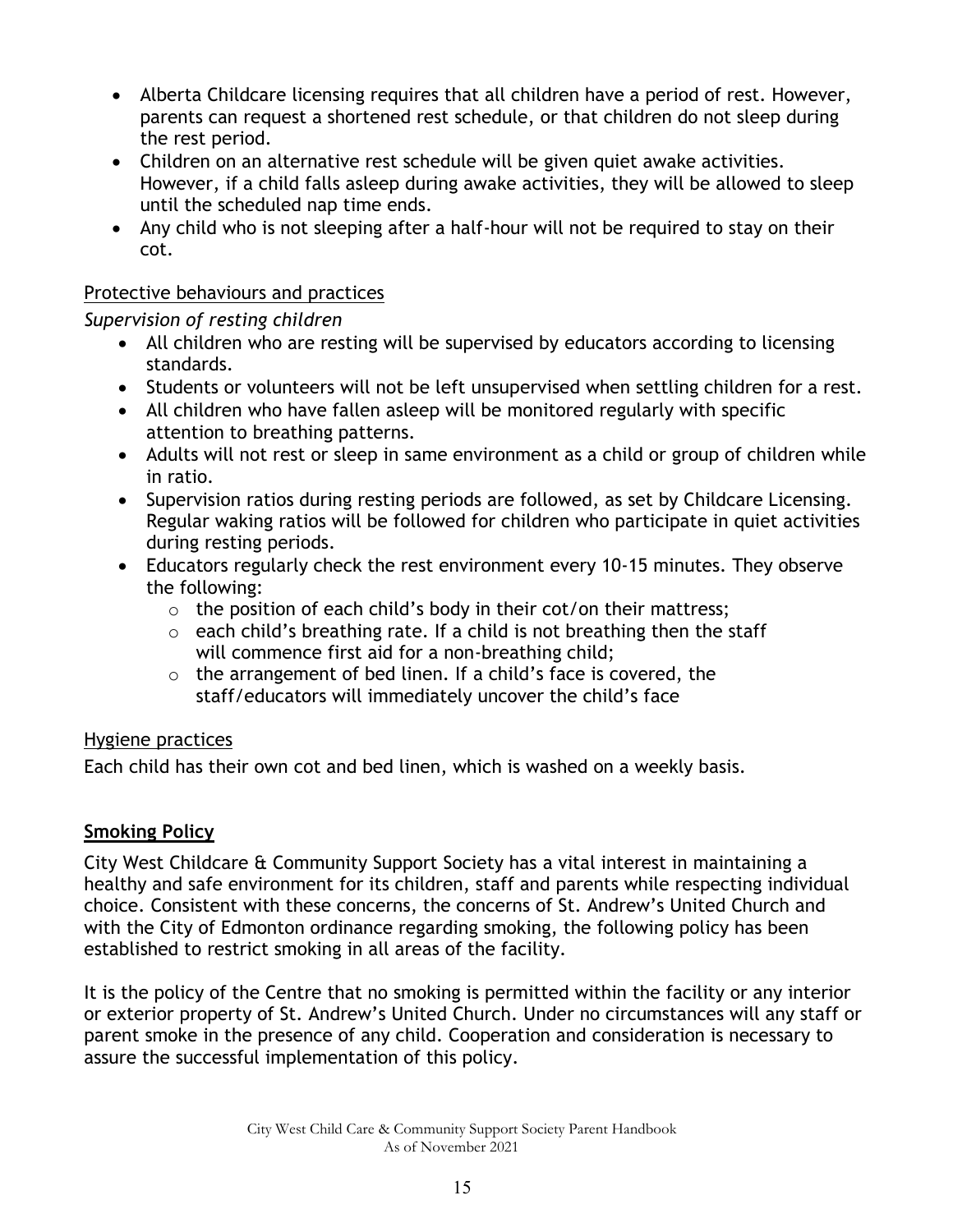- Alberta Childcare licensing requires that all children have a period of rest. However, parents can request a shortened rest schedule, or that children do not sleep during the rest period.
- Children on an alternative rest schedule will be given quiet awake activities. However, if a child falls asleep during awake activities, they will be allowed to sleep until the scheduled nap time ends.
- Any child who is not sleeping after a half-hour will not be required to stay on their cot.

<u>Protective behaviours and practices</u>

*Supervision of resting children*

- All children who are resting will be supervised by educators according to licensing standards.
- Students or volunteers will not be left unsupervised when settling children for a rest.
- All children who have fallen asleep will be monitored regularly with specific attention to breathing patterns.
- Adults will not rest or sleep in same environment as a child or group of children while in ratio.
- Supervision ratios during resting periods are followed, as set by Childcare Licensing. Regular waking ratios will be followed for children who participate in quiet activities during resting periods.
- Educators regularly check the rest environment every 10-15 minutes. They observe the following:
  - the position of each child's body in their cot/on their mattress;
  - each child's breathing rate. If a child is not breathing then the staff will commence first aid for a non-breathing child;
  - the arrangement of bed linen. If a child's face is covered, the staff/educators will immediately uncover the child's face

<u>Hygiene practices</u>

Each child has their own cot and bed linen, which is washed on a weekly basis.

## Smoking Policy

City West Childcare & Community Support Society has a vital interest in maintaining a healthy and safe environment for its children, staff and parents while respecting individual choice. Consistent with these concerns, the concerns of St. Andrew's United Church and with the City of Edmonton ordinance regarding smoking, the following policy has been established to restrict smoking in all areas of the facility.

It is the policy of the Centre that no smoking is permitted within the facility or any interior or exterior property of St. Andrew's United Church. Under no circumstances will any staff or parent smoke in the presence of any child. Cooperation and consideration is necessary to assure the successful implementation of this policy.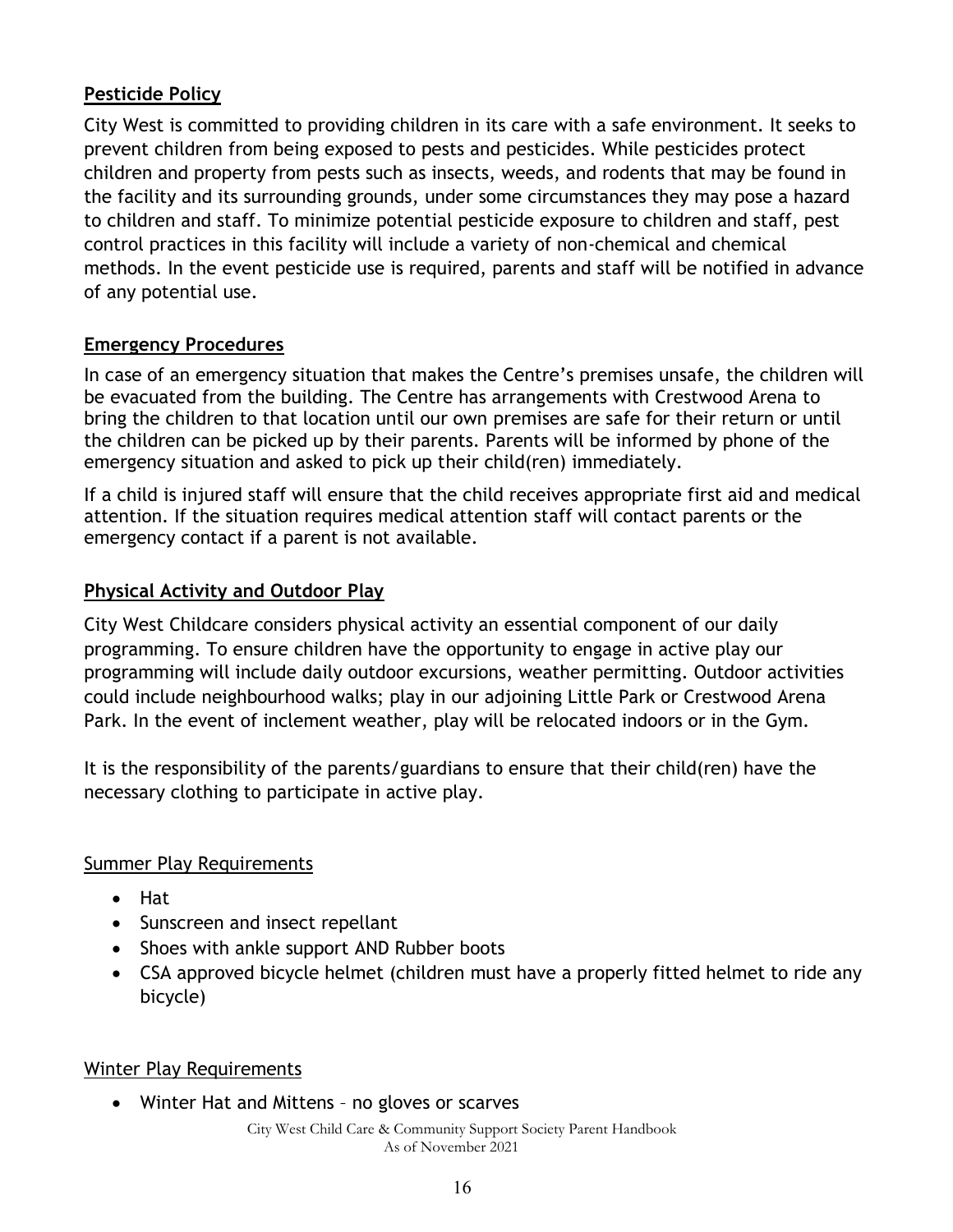## Pesticide Policy

City West is committed to providing children in its care with a safe environment. It seeks to prevent children from being exposed to pests and pesticides. While pesticides protect children and property from pests such as insects, weeds, and rodents that may be found in the facility and its surrounding grounds, under some circumstances they may pose a hazard to children and staff. To minimize potential pesticide exposure to children and staff, pest control practices in this facility will include a variety of non-chemical and chemical methods. In the event pesticide use is required, parents and staff will be notified in advance of any potential use.

## Emergency Procedures

In case of an emergency situation that makes the Centre's premises unsafe, the children will be evacuated from the building. The Centre has arrangements with Crestwood Arena to bring the children to that location until our own premises are safe for their return or until the children can be picked up by their parents. Parents will be informed by phone of the emergency situation and asked to pick up their child(ren) immediately.

If a child is injured staff will ensure that the child receives appropriate first aid and medical attention. If the situation requires medical attention staff will contact parents or the emergency contact if a parent is not available.

## Physical Activity and Outdoor Play

City West Childcare considers physical activity an essential component of our daily programming. To ensure children have the opportunity to engage in active play our programming will include daily outdoor excursions, weather permitting. Outdoor activities could include neighbourhood walks; play in our adjoining Little Park or Crestwood Arena Park. In the event of inclement weather, play will be relocated indoors or in the Gym.

It is the responsibility of the parents/guardians to ensure that their child(ren) have the necessary clothing to participate in active play.

### Summer Play Requirements

- Hat
- Sunscreen and insect repellant
- Shoes with ankle support AND Rubber boots
- CSA approved bicycle helmet (children must have a properly fitted helmet to ride any bicycle)

### Winter Play Requirements

- Winter Hat and Mittens – no gloves or scarves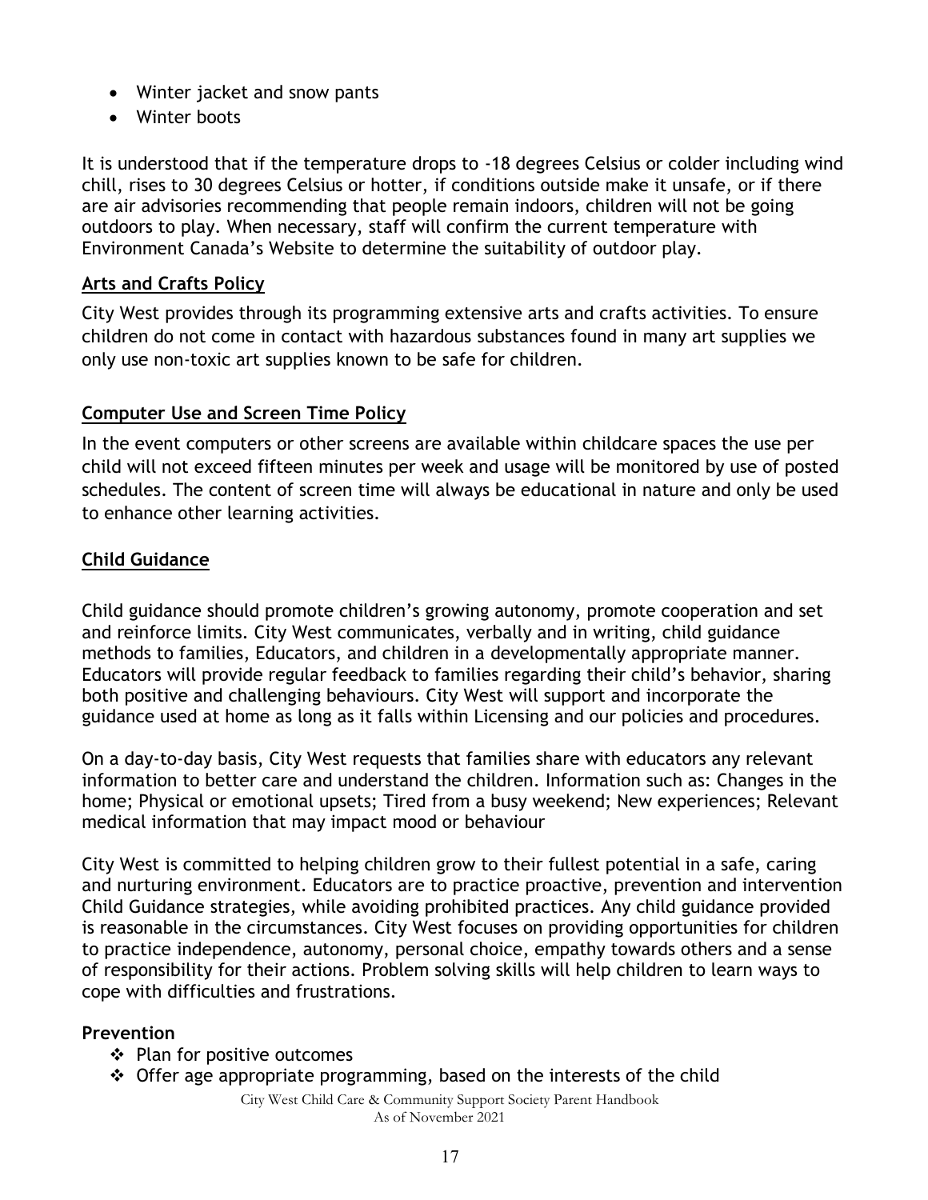- Winter jacket and snow pants
- Winter boots

It is understood that if the temperature drops to -18 degrees Celsius or colder including wind chill, rises to 30 degrees Celsius or hotter, if conditions outside make it unsafe, or if there are air advisories recommending that people remain indoors, children will not be going outdoors to play. When necessary, staff will confirm the current temperature with Environment Canada's Website to determine the suitability of outdoor play.

## Arts and Crafts Policy

City West provides through its programming extensive arts and crafts activities. To ensure children do not come in contact with hazardous substances found in many art supplies we only use non-toxic art supplies known to be safe for children.

## Computer Use and Screen Time Policy

In the event computers or other screens are available within childcare spaces the use per child will not exceed fifteen minutes per week and usage will be monitored by use of posted schedules. The content of screen time will always be educational in nature and only be used to enhance other learning activities.

## Child Guidance

Child guidance should promote children's growing autonomy, promote cooperation and set and reinforce limits. City West communicates, verbally and in writing, child guidance methods to families, Educators, and children in a developmentally appropriate manner. Educators will provide regular feedback to families regarding their child's behavior, sharing both positive and challenging behaviours. City West will support and incorporate the guidance used at home as long as it falls within Licensing and our policies and procedures.

On a day-to-day basis, City West requests that families share with educators any relevant information to better care and understand the children. Information such as: Changes in the home; Physical or emotional upsets; Tired from a busy weekend; New experiences; Relevant medical information that may impact mood or behaviour

City West is committed to helping children grow to their fullest potential in a safe, caring and nurturing environment. Educators are to practice proactive, prevention and intervention Child Guidance strategies, while avoiding prohibited practices. Any child guidance provided is reasonable in the circumstances. City West focuses on providing opportunities for children to practice independence, autonomy, personal choice, empathy towards others and a sense of responsibility for their actions. Problem solving skills will help children to learn ways to cope with difficulties and frustrations.

### Prevention

- Plan for positive outcomes
- Offer age appropriate programming, based on the interests of the child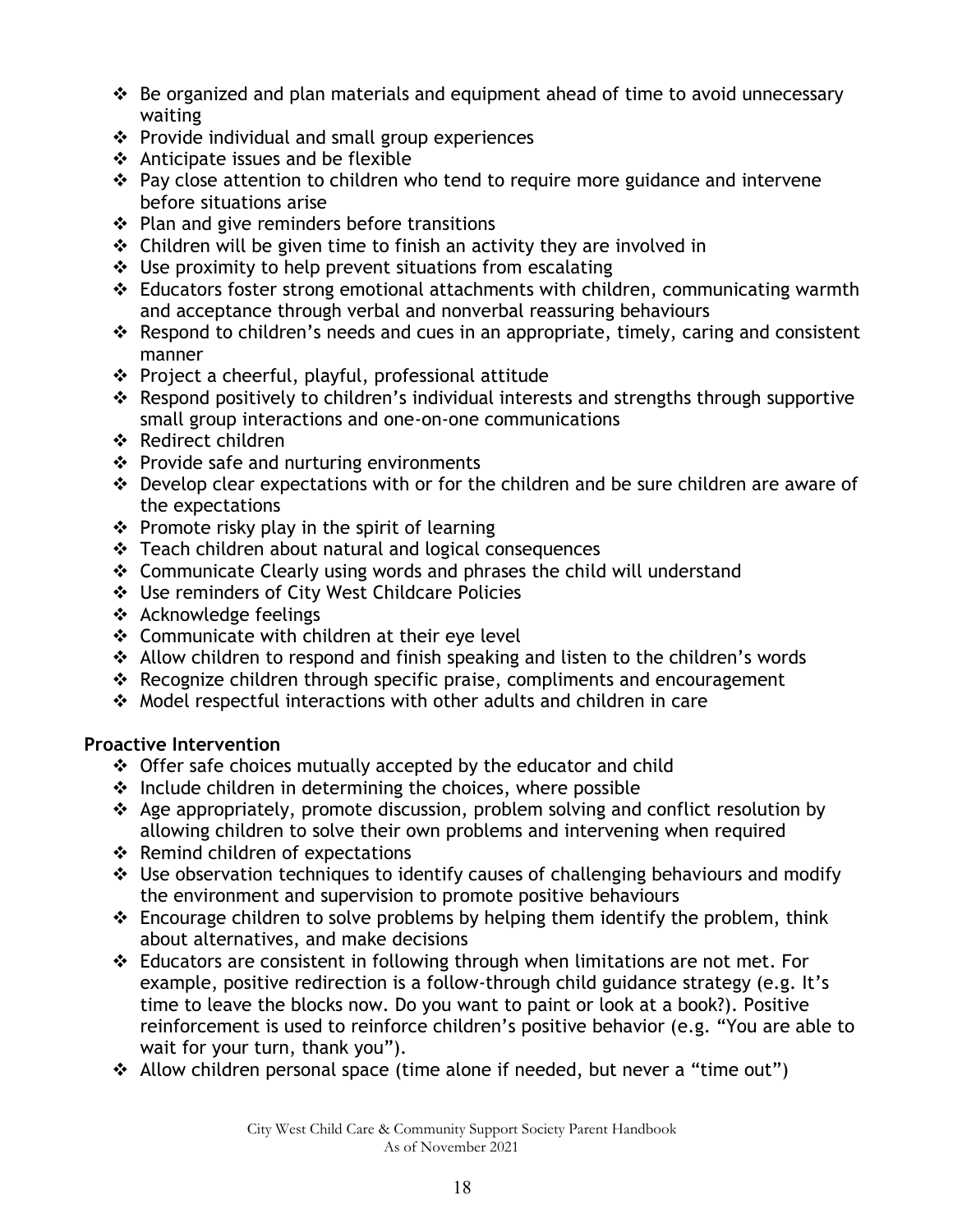- Be organized and plan materials and equipment ahead of time to avoid unnecessary waiting
- Provide individual and small group experiences
- Anticipate issues and be flexible
- Pay close attention to children who tend to require more guidance and intervene before situations arise
- Plan and give reminders before transitions
- Children will be given time to finish an activity they are involved in
- Use proximity to help prevent situations from escalating
- Educators foster strong emotional attachments with children, communicating warmth and acceptance through verbal and nonverbal reassuring behaviours
- Respond to children's needs and cues in an appropriate, timely, caring and consistent manner
- Project a cheerful, playful, professional attitude
- Respond positively to children's individual interests and strengths through supportive small group interactions and one-on-one communications
- Redirect children
- Provide safe and nurturing environments
- Develop clear expectations with or for the children and be sure children are aware of the expectations
- Promote risky play in the spirit of learning
- Teach children about natural and logical consequences
- Communicate Clearly using words and phrases the child will understand
- Use reminders of City West Childcare Policies
- Acknowledge feelings
- Communicate with children at their eye level
- Allow children to respond and finish speaking and listen to the children's words
- Recognize children through specific praise, compliments and encouragement
- Model respectful interactions with other adults and children in care

**Proactive Intervention**

- Offer safe choices mutually accepted by the educator and child
- Include children in determining the choices, where possible
- Age appropriately, promote discussion, problem solving and conflict resolution by allowing children to solve their own problems and intervening when required
- Remind children of expectations
- Use observation techniques to identify causes of challenging behaviours and modify the environment and supervision to promote positive behaviours
- Encourage children to solve problems by helping them identify the problem, think about alternatives, and make decisions
- Educators are consistent in following through when limitations are not met. For example, positive redirection is a follow-through child guidance strategy (e.g. It's time to leave the blocks now. Do you want to paint or look at a book?). Positive reinforcement is used to reinforce children's positive behavior (e.g. "You are able to wait for your turn, thank you").
- Allow children personal space (time alone if needed, but never a "time out")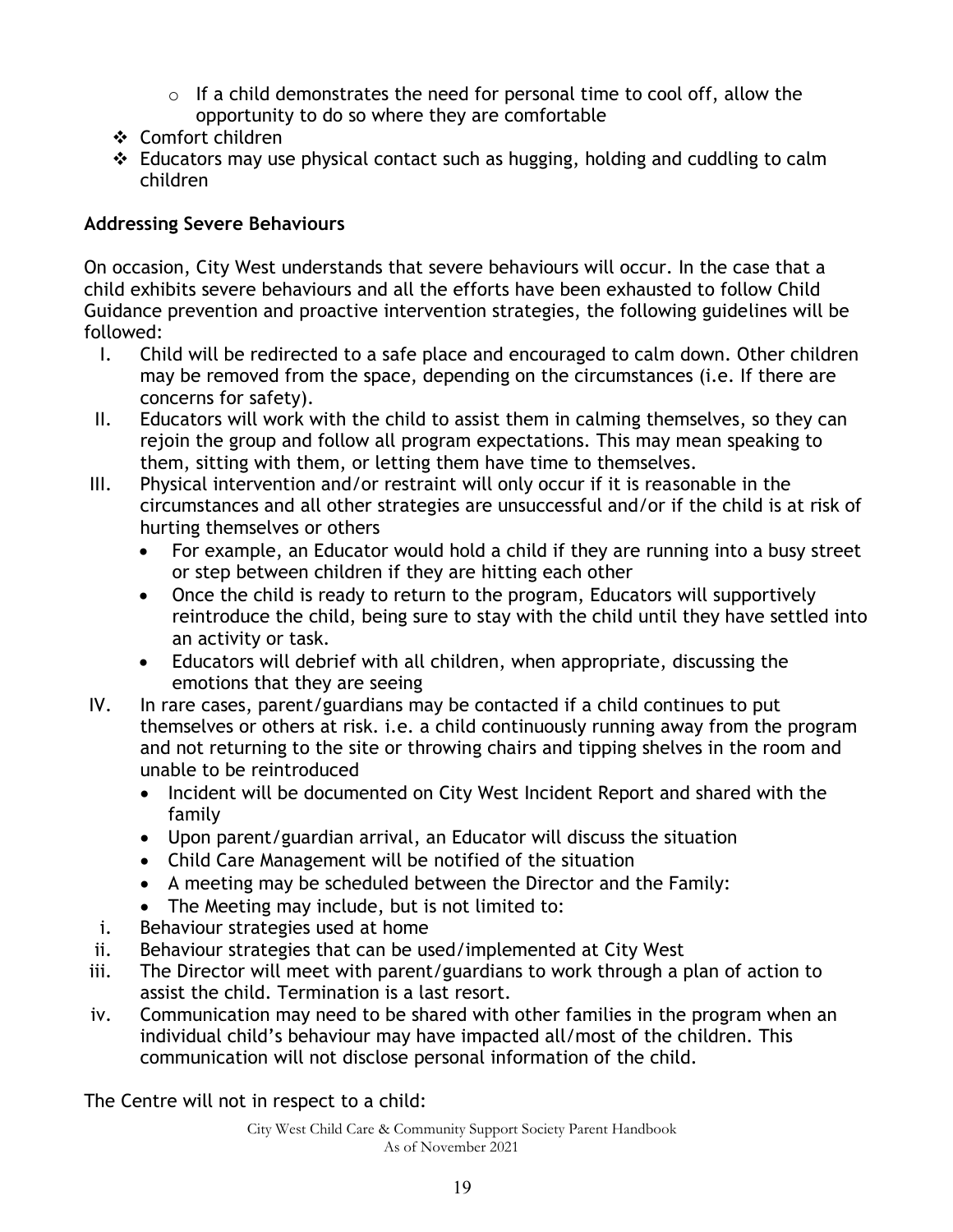- If a child demonstrates the need for personal time to cool off, allow the opportunity to do so where they are comfortable
- Comfort children
- Educators may use physical contact such as hugging, holding and cuddling to calm children

**Addressing Severe Behaviours**

On occasion, City West understands that severe behaviours will occur. In the case that a child exhibits severe behaviours and all the efforts have been exhausted to follow Child Guidance prevention and proactive intervention strategies, the following guidelines will be followed:

I. Child will be redirected to a safe place and encouraged to calm down. Other children may be removed from the space, depending on the circumstances (i.e. If there are concerns for safety).

II. Educators will work with the child to assist them in calming themselves, so they can rejoin the group and follow all program expectations. This may mean speaking to them, sitting with them, or letting them have time to themselves.

III. Physical intervention and/or restraint will only occur if it is reasonable in the circumstances and all other strategies are unsuccessful and/or if the child is at risk of hurting themselves or others
   - For example, an Educator would hold a child if they are running into a busy street or step between children if they are hitting each other
   - Once the child is ready to return to the program, Educators will supportively reintroduce the child, being sure to stay with the child until they have settled into an activity or task.
   - Educators will debrief with all children, when appropriate, discussing the emotions that they are seeing

IV. In rare cases, parent/guardians may be contacted if a child continues to put themselves or others at risk. i.e. a child continuously running away from the program and not returning to the site or throwing chairs and tipping shelves in the room and unable to be reintroduced
   - Incident will be documented on City West Incident Report and shared with the family
   - Upon parent/guardian arrival, an Educator will discuss the situation
   - Child Care Management will be notified of the situation
   - A meeting may be scheduled between the Director and the Family:
   - The Meeting may include, but is not limited to:

i. Behaviour strategies used at home

ii. Behaviour strategies that can be used/implemented at City West

iii. The Director will meet with parent/guardians to work through a plan of action to assist the child. Termination is a last resort.

iv. Communication may need to be shared with other families in the program when an individual child's behaviour may have impacted all/most of the children. This communication will not disclose personal information of the child.

The Centre will not in respect to a child: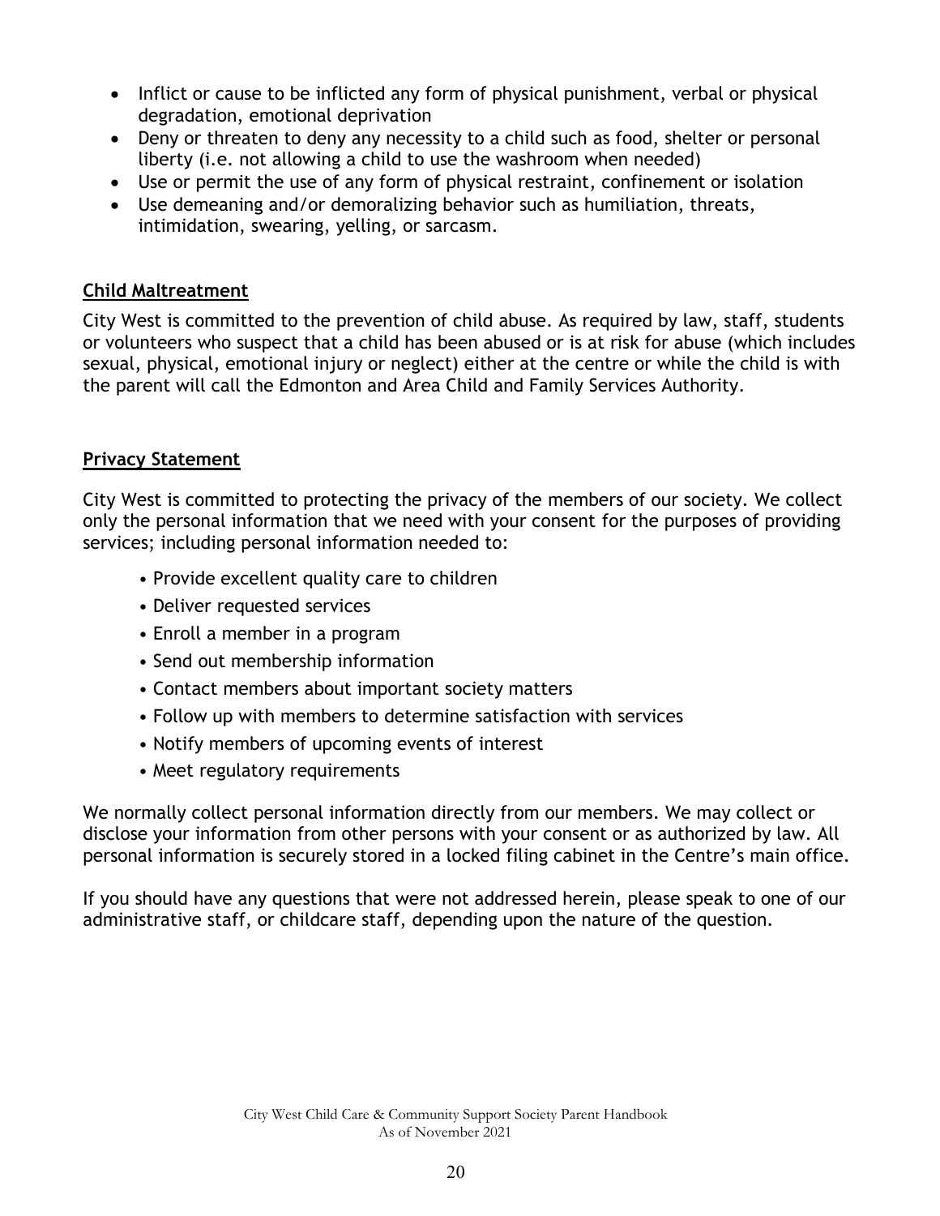- Inflict or cause to be inflicted any form of physical punishment, verbal or physical degradation, emotional deprivation
- Deny or threaten to deny any necessity to a child such as food, shelter or personal liberty (i.e. not allowing a child to use the washroom when needed)
- Use or permit the use of any form of physical restraint, confinement or isolation
- Use demeaning and/or demoralizing behavior such as humiliation, threats, intimidation, swearing, yelling, or sarcasm.

## **Child Maltreatment**

City West is committed to the prevention of child abuse. As required by law, staff, students or volunteers who suspect that a child has been abused or is at risk for abuse (which includes sexual, physical, emotional injury or neglect) either at the centre or while the child is with the parent will call the Edmonton and Area Child and Family Services Authority.

## **Privacy Statement**

City West is committed to protecting the privacy of the members of our society. We collect only the personal information that we need with your consent for the purposes of providing services; including personal information needed to:

- Provide excellent quality care to children
- Deliver requested services
- Enroll a member in a program
- Send out membership information
- Contact members about important society matters
- Follow up with members to determine satisfaction with services
- Notify members of upcoming events of interest
- Meet regulatory requirements

We normally collect personal information directly from our members. We may collect or disclose your information from other persons with your consent or as authorized by law. All personal information is securely stored in a locked filing cabinet in the Centre's main office.

If you should have any questions that were not addressed herein, please speak to one of our administrative staff, or childcare staff, depending upon the nature of the question.